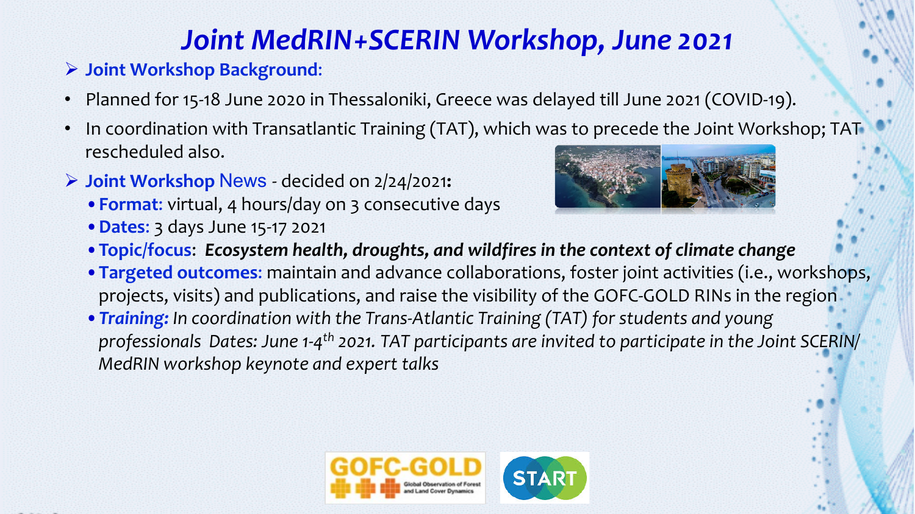# *Joint MedRIN+SCERIN Workshop, June 2021*

- **Joint Workshop Background:**

- Planned for 15-18 June 2020 in Thessaloniki, Greece was delayed till June 2021 (COVID-19).
- In coordination with Transatlantic Training (TAT), which was to precede the Joint Workshop; TAT rescheduled also.

- **Joint Workshop News** - decided on 2/24/2021**:**
  - **Format:** virtual, 4 hours/day on 3 consecutive days
  - **Dates:** 3 days June 15-17 2021
  - **Topic/focus:** ***Ecosystem health, droughts, and wildfires in the context of climate change***
  - **Targeted outcomes:** maintain and advance collaborations, foster joint activities (i.e., workshops, projects, visits) and publications, and raise the visibility of the GOFC-GOLD RINs in the region
  - ***Training:*** *In coordination with the Trans-Atlantic Training (TAT) for students and young professionals Dates: June 1-4th 2021. TAT participants are invited to participate in the Joint SCERIN/ MedRIN workshop keynote and expert talks*

GOFC-GOLD Global Observation of Forest and Land Cover Dynamics

START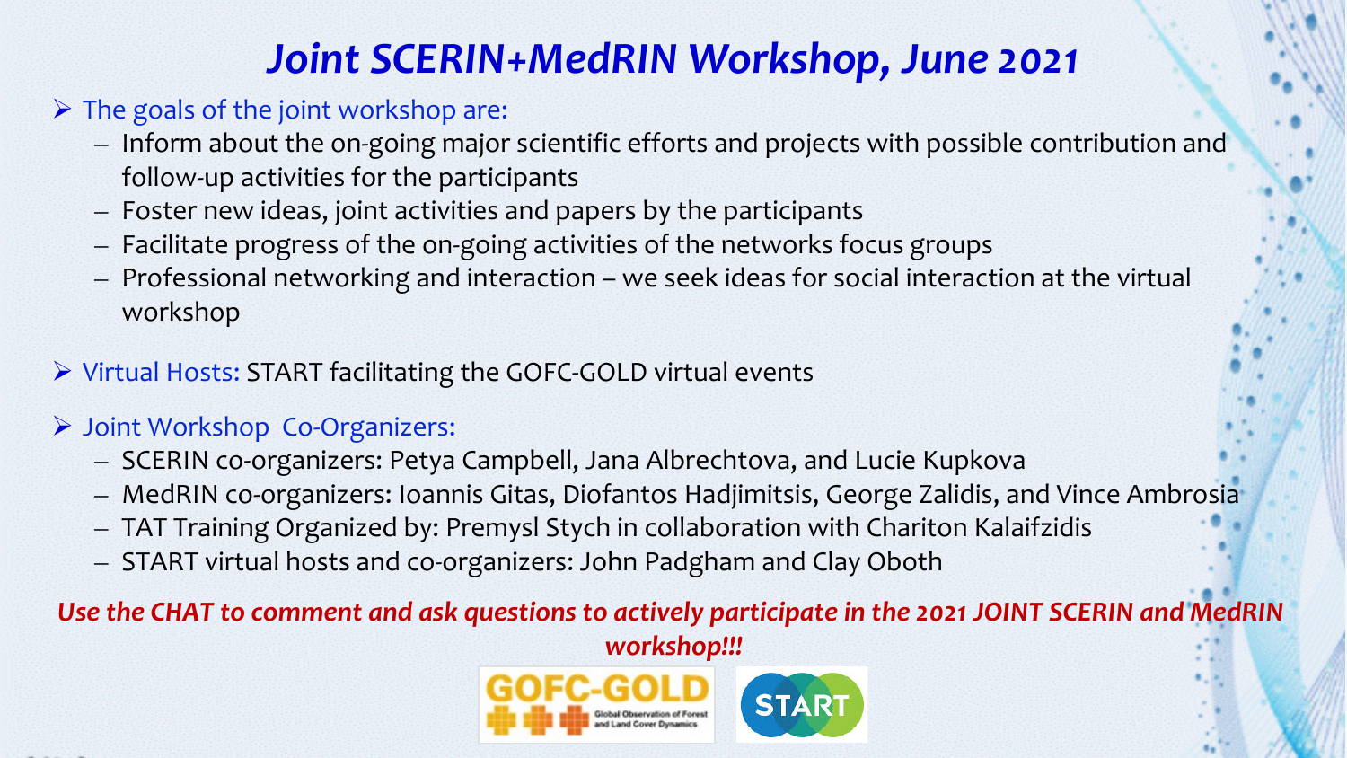# *Joint SCERIN+MedRIN Workshop, June 2021*

- The goals of the joint workshop are:
  - Inform about the on-going major scientific efforts and projects with possible contribution and follow-up activities for the participants
  - Foster new ideas, joint activities and papers by the participants
  - Facilitate progress of the on-going activities of the networks focus groups
  - Professional networking and interaction – we seek ideas for social interaction at the virtual workshop

- Virtual Hosts: START facilitating the GOFC-GOLD virtual events

- Joint Workshop Co-Organizers:
  - SCERIN co-organizers: Petya Campbell, Jana Albrechtova, and Lucie Kupkova
  - MedRIN co-organizers: Ioannis Gitas, Diofantos Hadjimitsis, George Zalidis, and Vince Ambrosia
  - TAT Training Organized by: Premysl Stych in collaboration with Chariton Kalaifzidis
  - START virtual hosts and co-organizers: John Padgham and Clay Oboth

***Use the CHAT to comment and ask questions to actively participate in the 2021 JOINT SCERIN and MedRIN workshop!!!***

GOFC-GOLD Global Observation of Forest and Land Cover Dynamics

START